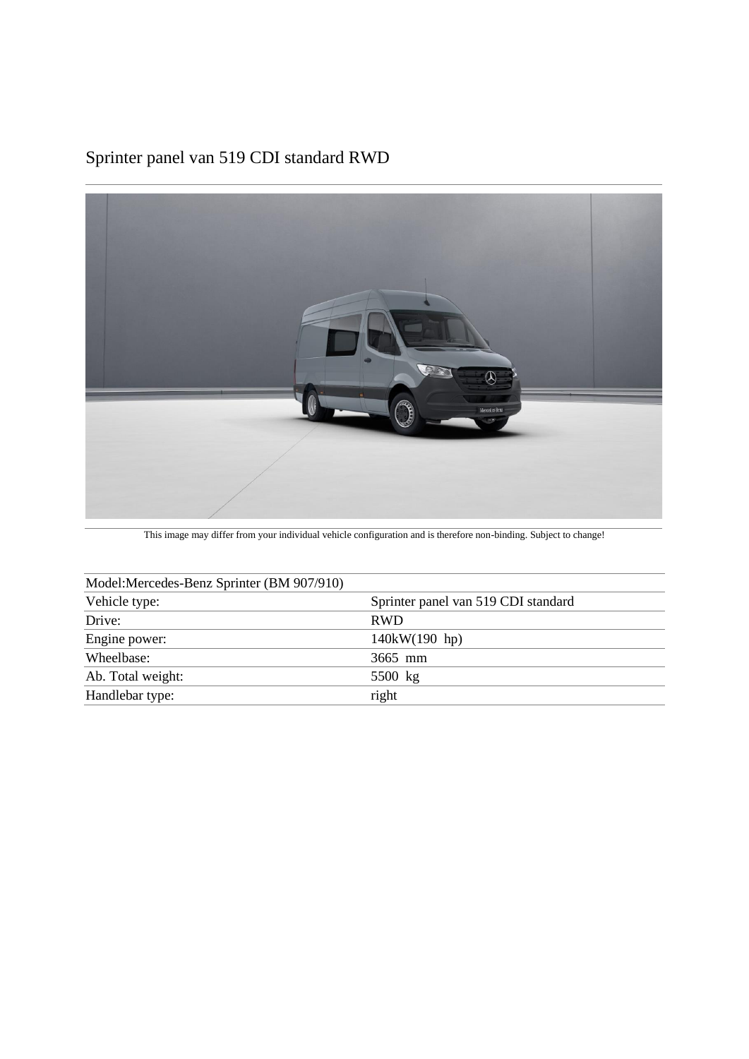# Sprinter panel van 519 CDI standard RWD

This image may differ from your individual vehicle configuration and is therefore non-binding. Subject to change!

| Model:Mercedes-Benz Sprinter (BM 907/910) | |
| --- | --- |
| Vehicle type: | Sprinter panel van 519 CDI standard |
| Drive: | RWD |
| Engine power: | 140kW(190 hp) |
| Wheelbase: | 3665 mm |
| Ab. Total weight: | 5500 kg |
| Handlebar type: | right |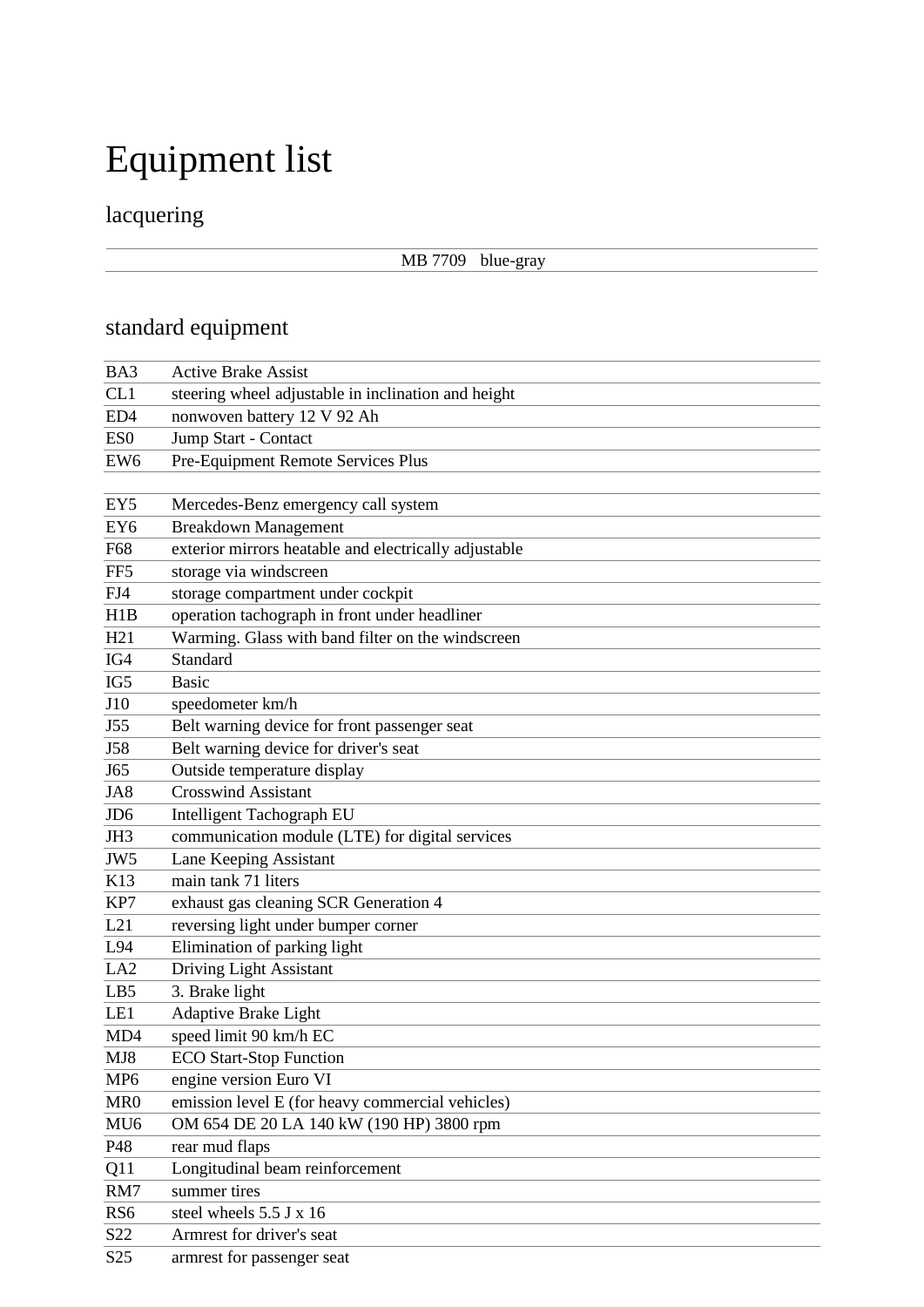# Equipment list

## lacquering

| MB 7709 | blue-gray |
|---|---|

## standard equipment

| | |
|---|---|
| BA3 | Active Brake Assist |
| CL1 | steering wheel adjustable in inclination and height |
| ED4 | nonwoven battery 12 V 92 Ah |
| ES0 | Jump Start - Contact |
| EW6 | Pre-Equipment Remote Services Plus |
| | |
| EY5 | Mercedes-Benz emergency call system |
| EY6 | Breakdown Management |
| F68 | exterior mirrors heatable and electrically adjustable |
| FF5 | storage via windscreen |
| FJ4 | storage compartment under cockpit |
| H1B | operation tachograph in front under headliner |
| H21 | Warming. Glass with band filter on the windscreen |
| IG4 | Standard |
| IG5 | Basic |
| J10 | speedometer km/h |
| J55 | Belt warning device for front passenger seat |
| J58 | Belt warning device for driver's seat |
| J65 | Outside temperature display |
| JA8 | Crosswind Assistant |
| JD6 | Intelligent Tachograph EU |
| JH3 | communication module (LTE) for digital services |
| JW5 | Lane Keeping Assistant |
| K13 | main tank 71 liters |
| KP7 | exhaust gas cleaning SCR Generation 4 |
| L21 | reversing light under bumper corner |
| L94 | Elimination of parking light |
| LA2 | Driving Light Assistant |
| LB5 | 3. Brake light |
| LE1 | Adaptive Brake Light |
| MD4 | speed limit 90 km/h EC |
| MJ8 | ECO Start-Stop Function |
| MP6 | engine version Euro VI |
| MR0 | emission level E (for heavy commercial vehicles) |
| MU6 | OM 654 DE 20 LA 140 kW (190 HP) 3800 rpm |
| P48 | rear mud flaps |
| Q11 | Longitudinal beam reinforcement |
| RM7 | summer tires |
| RS6 | steel wheels 5.5 J x 16 |
| S22 | Armrest for driver's seat |
| S25 | armrest for passenger seat |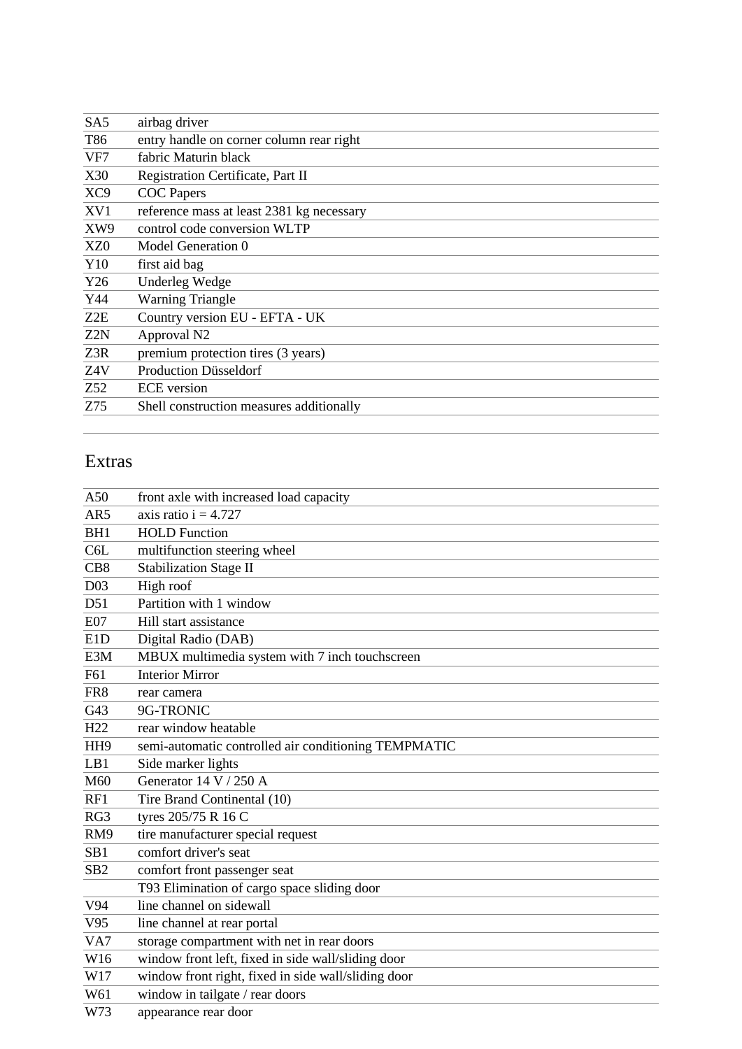| | |
|---|---|
| SA5 | airbag driver |
| T86 | entry handle on corner column rear right |
| VF7 | fabric Maturin black |
| X30 | Registration Certificate, Part II |
| XC9 | COC Papers |
| XV1 | reference mass at least 2381 kg necessary |
| XW9 | control code conversion WLTP |
| XZ0 | Model Generation 0 |
| Y10 | first aid bag |
| Y26 | Underleg Wedge |
| Y44 | Warning Triangle |
| Z2E | Country version EU - EFTA - UK |
| Z2N | Approval N2 |
| Z3R | premium protection tires (3 years) |
| Z4V | Production Düsseldorf |
| Z52 | ECE version |
| Z75 | Shell construction measures additionally |

## Extras

| | |
|---|---|
| A50 | front axle with increased load capacity |
| AR5 | axis ratio i = 4.727 |
| BH1 | HOLD Function |
| C6L | multifunction steering wheel |
| CB8 | Stabilization Stage II |
| D03 | High roof |
| D51 | Partition with 1 window |
| E07 | Hill start assistance |
| E1D | Digital Radio (DAB) |
| E3M | MBUX multimedia system with 7 inch touchscreen |
| F61 | Interior Mirror |
| FR8 | rear camera |
| G43 | 9G-TRONIC |
| H22 | rear window heatable |
| HH9 | semi-automatic controlled air conditioning TEMPMATIC |
| LB1 | Side marker lights |
| M60 | Generator 14 V / 250 A |
| RF1 | Tire Brand Continental (10) |
| RG3 | tyres 205/75 R 16 C |
| RM9 | tire manufacturer special request |
| SB1 | comfort driver's seat |
| SB2 | comfort front passenger seat |
| | T93 Elimination of cargo space sliding door |
| V94 | line channel on sidewall |
| V95 | line channel at rear portal |
| VA7 | storage compartment with net in rear doors |
| W16 | window front left, fixed in side wall/sliding door |
| W17 | window front right, fixed in side wall/sliding door |
| W61 | window in tailgate / rear doors |
| W73 | appearance rear door |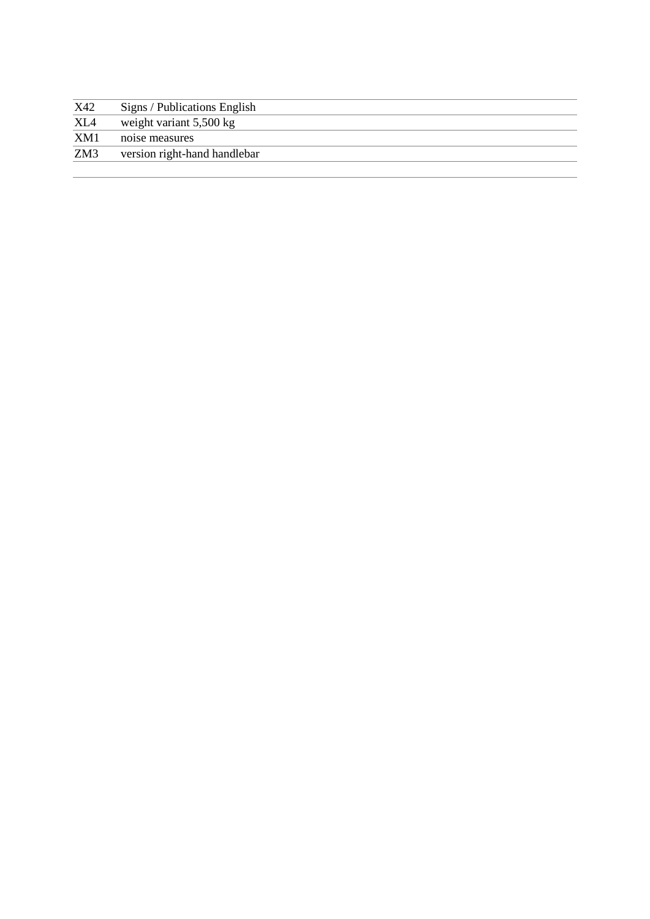| | |
|---|---|
| X42 | Signs / Publications English |
| XL4 | weight variant 5,500 kg |
| XM1 | noise measures |
| ZM3 | version right-hand handlebar |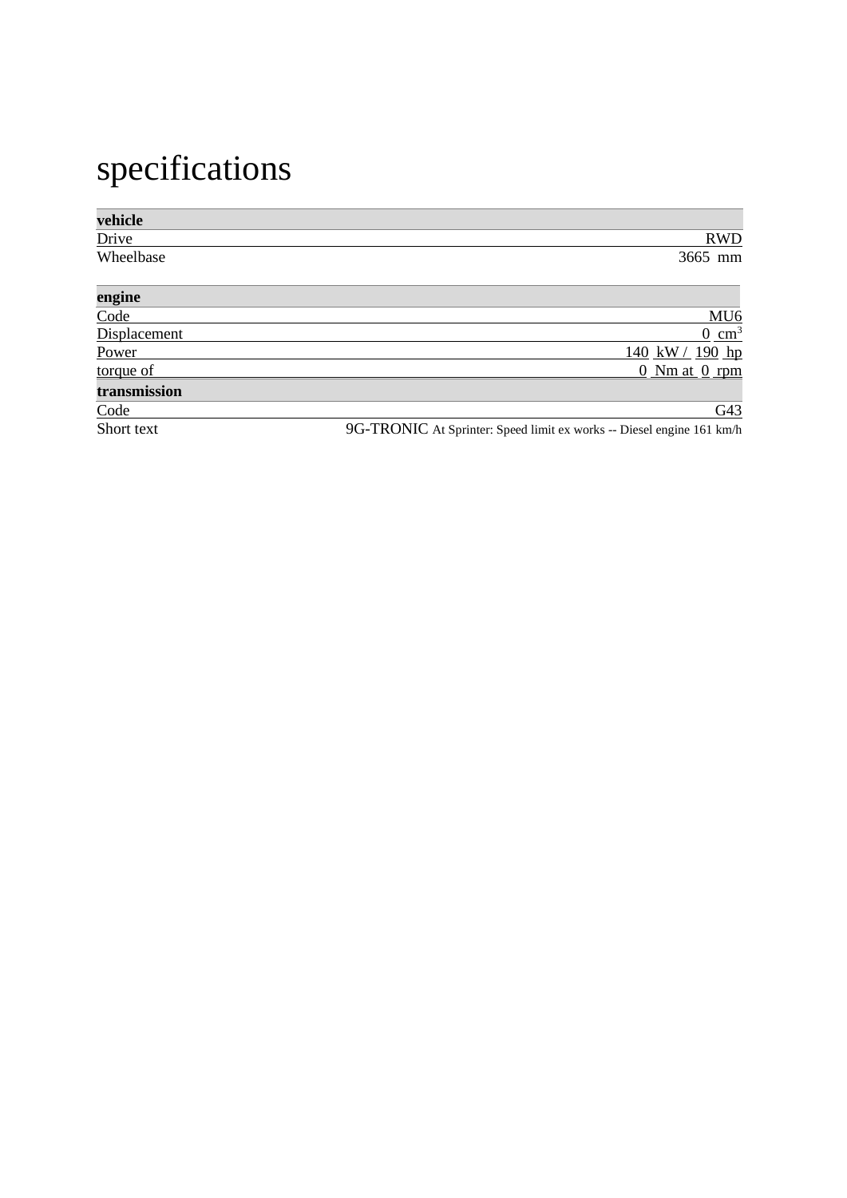# specifications

| vehicle | |
|---|---|
| Drive | RWD |
| Wheelbase | 3665 mm |

| engine | |
|---|---|
| Code | MU6 |
| Displacement | 0 $cm^3$ |
| Power | 140 kW / 190 hp |
| torque of | 0 Nm at 0 rpm |

| transmission | |
|---|---|
| Code | G43 |
| Short text | 9G-TRONIC At Sprinter: Speed limit ex works -- Diesel engine 161 km/h |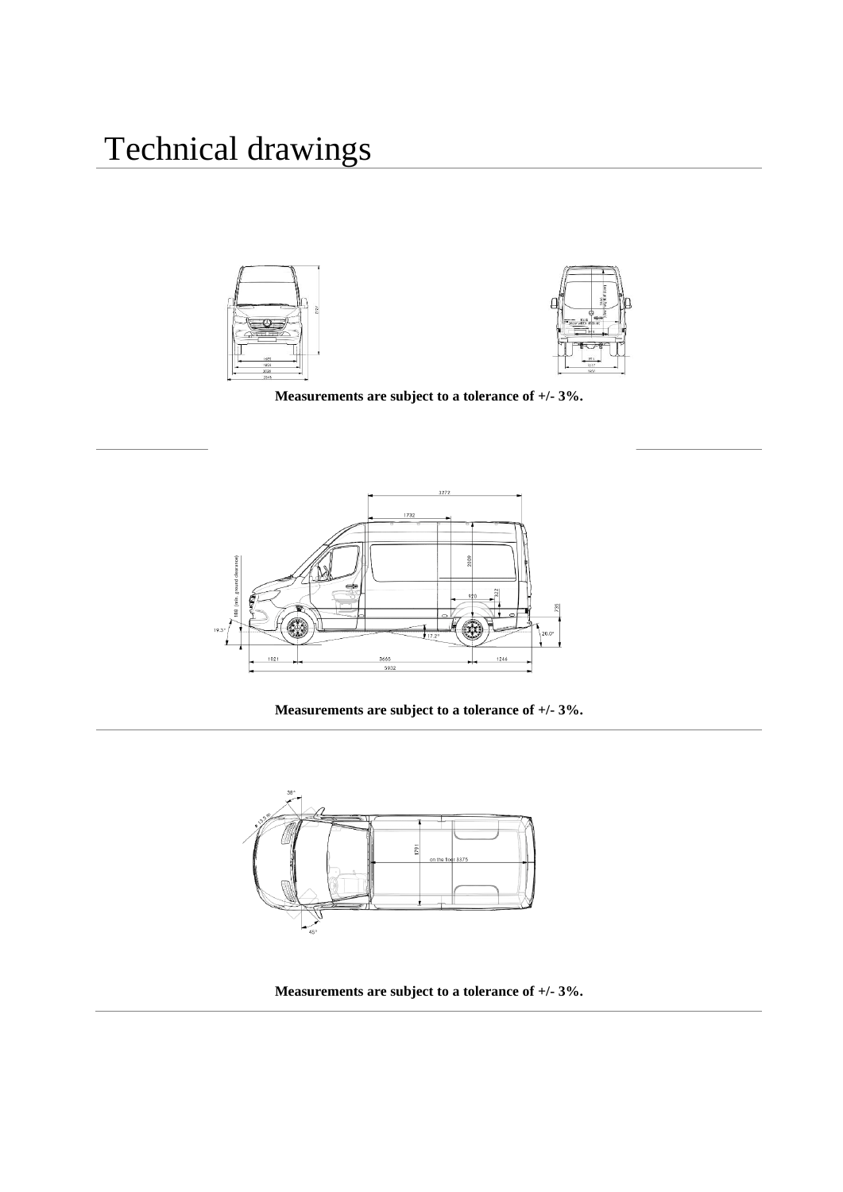# Technical drawings

**Measurements are subject to a tolerance of +/- 3%.**

**Measurements are subject to a tolerance of +/- 3%.**

**Measurements are subject to a tolerance of +/- 3%.**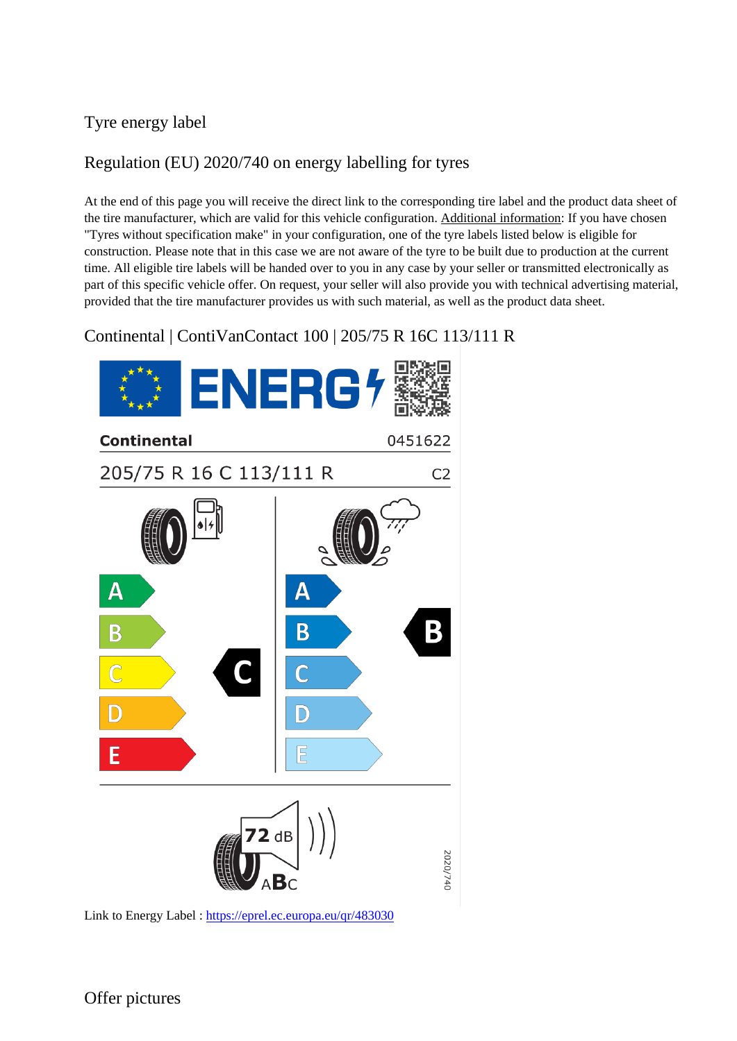# Tyre energy label

## Regulation (EU) 2020/740 on energy labelling for tyres

At the end of this page you will receive the direct link to the corresponding tire label and the product data sheet of the tire manufacturer, which are valid for this vehicle configuration. Additional information: If you have chosen "Tyres without specification make" in your configuration, one of the tyre labels listed below is eligible for construction. Please note that in this case we are not aware of the tyre to be built due to production at the current time. All eligible tire labels will be handed over to you in any case by your seller or transmitted electronically as part of this specific vehicle offer. On request, your seller will also provide you with technical advertising material, provided that the tire manufacturer provides us with such material, as well as the product data sheet.

## Continental | ContiVanContact 100 | 205/75 R 16C 113/111 R

ENERG

**Continental** 0451622

205/75 R 16 C 113/111 R C2

Fuel efficiency: A B C D E — **C**

Wet grip: A B C D E — **B**

72 dB ABC

2020/740

Link to Energy Label : https://eprel.ec.europa.eu/qr/483030

## Offer pictures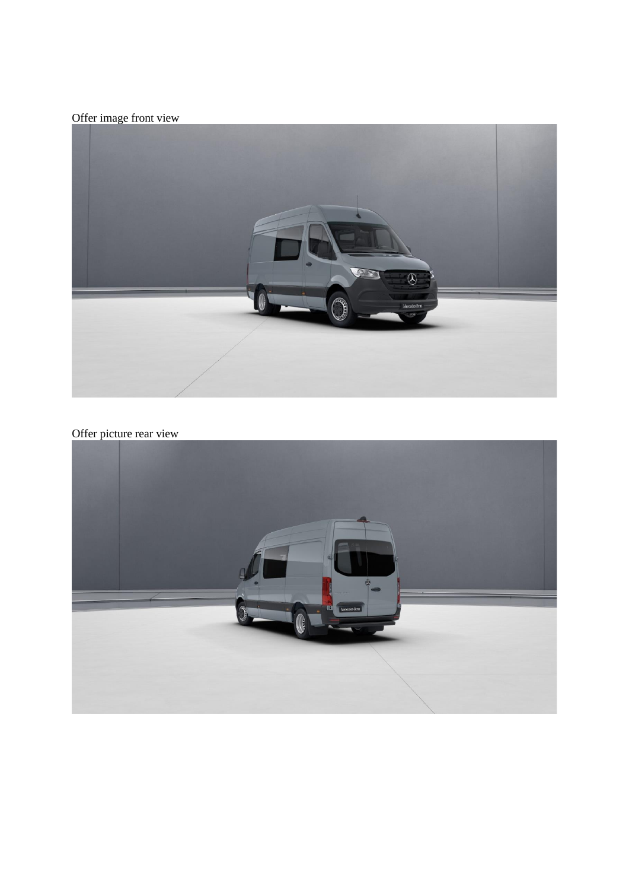Offer image front view

Offer picture rear view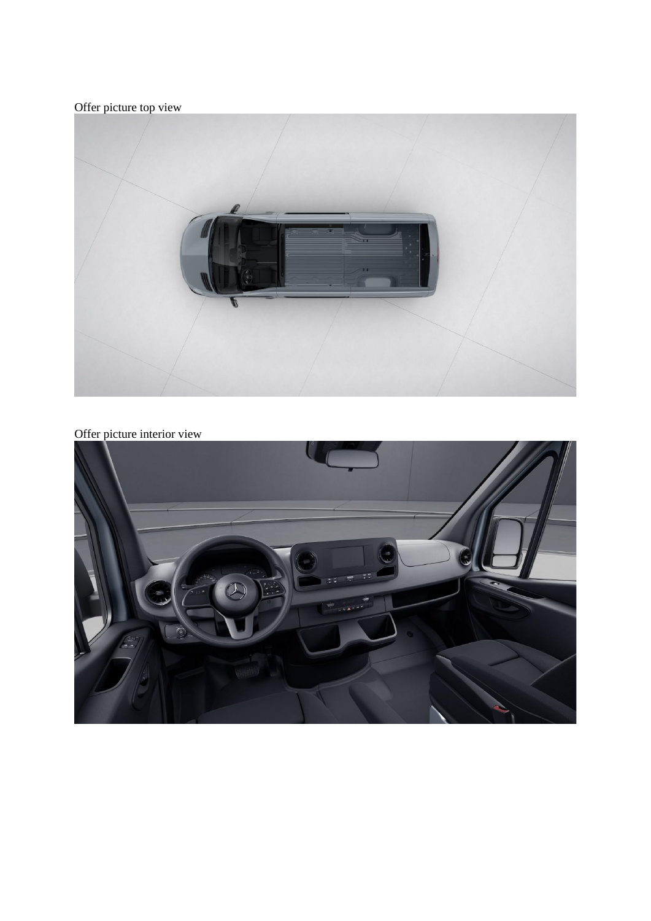Offer picture top view

Offer picture interior view